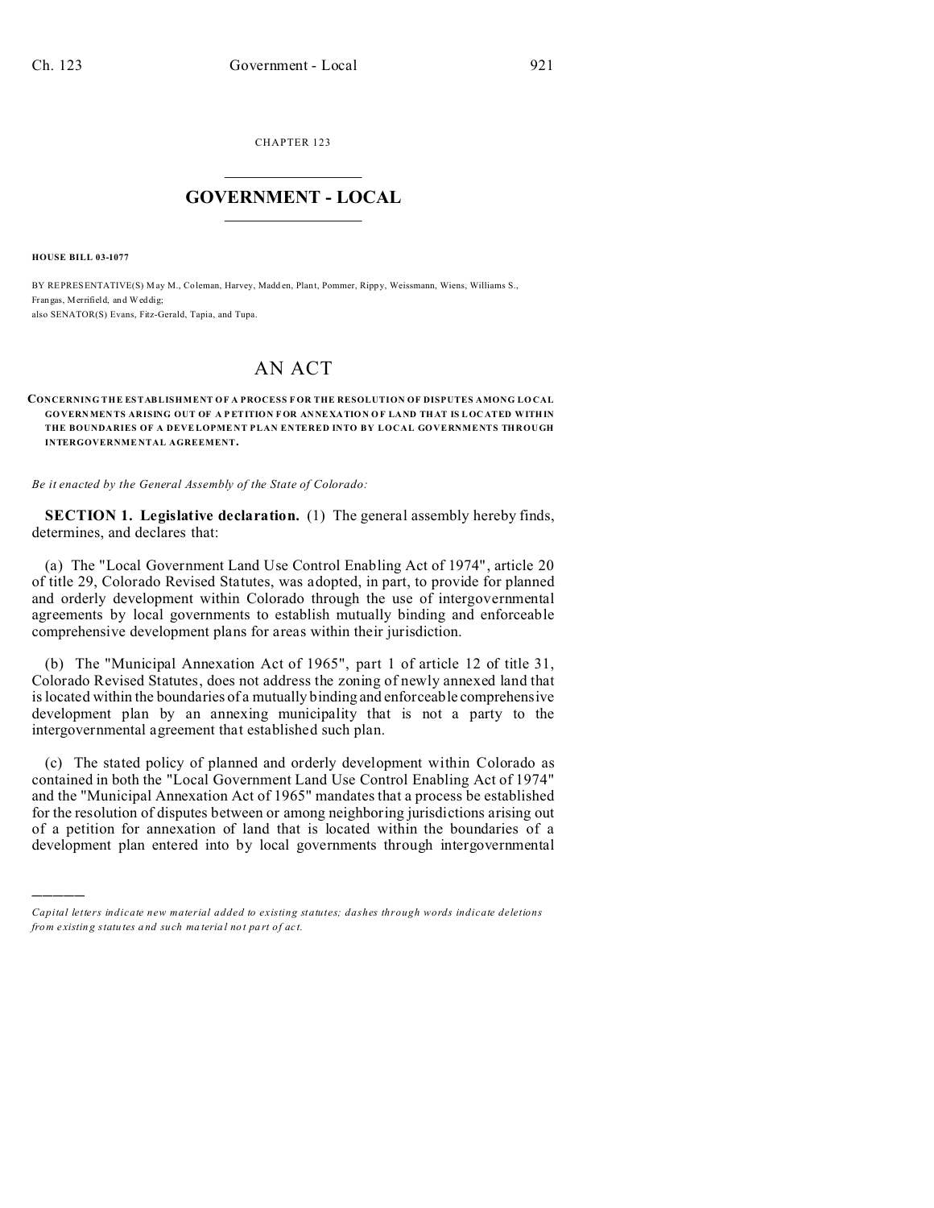CHAPTER 123

# GOVERNMENT - LOCAL

**HOUSE BILL 03-1077**

BY REPRESENTATIVE(S) May M., Coleman, Harvey, Madden, Plant, Pommer, Rippy, Weissmann, Wiens, Williams S., Frangas, Merrifield, and Weddig;
also SENATOR(S) Evans, Fitz-Gerald, Tapia, and Tupa.

# AN ACT

**CONCERNING THE ESTABLISHMENT OF A PROCESS FOR THE RESOLUTION OF DISPUTES AMONG LOCAL GOVERNMENTS ARISING OUT OF A PETITION FOR ANNEXATION OF LAND THAT IS LOCATED WITHIN THE BOUNDARIES OF A DEVELOPMENT PLAN ENTERED INTO BY LOCAL GOVERNMENTS THROUGH INTERGOVERNMENTAL AGREEMENT.**

*Be it enacted by the General Assembly of the State of Colorado:*

**SECTION 1. Legislative declaration.** (1) The general assembly hereby finds, determines, and declares that:

(a) The "Local Government Land Use Control Enabling Act of 1974", article 20 of title 29, Colorado Revised Statutes, was adopted, in part, to provide for planned and orderly development within Colorado through the use of intergovernmental agreements by local governments to establish mutually binding and enforceable comprehensive development plans for areas within their jurisdiction.

(b) The "Municipal Annexation Act of 1965", part 1 of article 12 of title 31, Colorado Revised Statutes, does not address the zoning of newly annexed land that is located within the boundaries of a mutually binding and enforceable comprehensive development plan by an annexing municipality that is not a party to the intergovernmental agreement that established such plan.

(c) The stated policy of planned and orderly development within Colorado as contained in both the "Local Government Land Use Control Enabling Act of 1974" and the "Municipal Annexation Act of 1965" mandates that a process be established for the resolution of disputes between or among neighboring jurisdictions arising out of a petition for annexation of land that is located within the boundaries of a development plan entered into by local governments through intergovernmental

---

*Capital letters indicate new material added to existing statutes; dashes through words indicate deletions from existing statutes and such material not part of act.*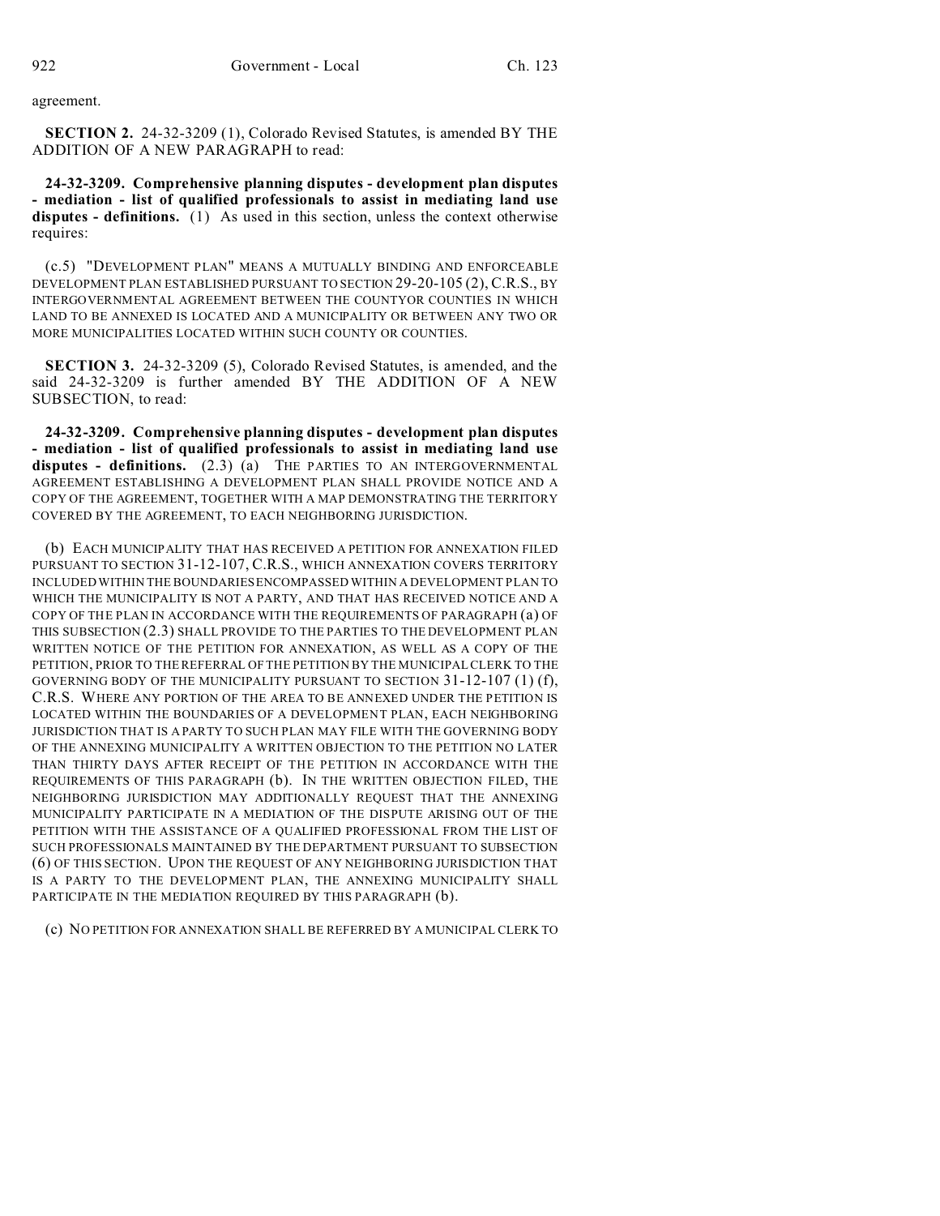agreement.

**SECTION 2.** 24-32-3209 (1), Colorado Revised Statutes, is amended BY THE ADDITION OF A NEW PARAGRAPH to read:

**24-32-3209. Comprehensive planning disputes - development plan disputes - mediation - list of qualified professionals to assist in mediating land use disputes - definitions.** (1) As used in this section, unless the context otherwise requires:

(c.5) "DEVELOPMENT PLAN" MEANS A MUTUALLY BINDING AND ENFORCEABLE DEVELOPMENT PLAN ESTABLISHED PURSUANT TO SECTION 29-20-105 (2), C.R.S., BY INTERGOVERNMENTAL AGREEMENT BETWEEN THE COUNTYOR COUNTIES IN WHICH LAND TO BE ANNEXED IS LOCATED AND A MUNICIPALITY OR BETWEEN ANY TWO OR MORE MUNICIPALITIES LOCATED WITHIN SUCH COUNTY OR COUNTIES.

**SECTION 3.** 24-32-3209 (5), Colorado Revised Statutes, is amended, and the said 24-32-3209 is further amended BY THE ADDITION OF A NEW SUBSECTION, to read:

**24-32-3209. Comprehensive planning disputes - development plan disputes - mediation - list of qualified professionals to assist in mediating land use disputes - definitions.** (2.3) (a) THE PARTIES TO AN INTERGOVERNMENTAL AGREEMENT ESTABLISHING A DEVELOPMENT PLAN SHALL PROVIDE NOTICE AND A COPY OF THE AGREEMENT, TOGETHER WITH A MAP DEMONSTRATING THE TERRITORY COVERED BY THE AGREEMENT, TO EACH NEIGHBORING JURISDICTION.

(b) EACH MUNICIPALITY THAT HAS RECEIVED A PETITION FOR ANNEXATION FILED PURSUANT TO SECTION 31-12-107, C.R.S., WHICH ANNEXATION COVERS TERRITORY INCLUDED WITHIN THE BOUNDARIES ENCOMPASSED WITHIN A DEVELOPMENT PLAN TO WHICH THE MUNICIPALITY IS NOT A PARTY, AND THAT HAS RECEIVED NOTICE AND A COPY OF THE PLAN IN ACCORDANCE WITH THE REQUIREMENTS OF PARAGRAPH (a) OF THIS SUBSECTION (2.3) SHALL PROVIDE TO THE PARTIES TO THE DEVELOPMENT PLAN WRITTEN NOTICE OF THE PETITION FOR ANNEXATION, AS WELL AS A COPY OF THE PETITION, PRIOR TO THE REFERRAL OF THE PETITION BY THE MUNICIPAL CLERK TO THE GOVERNING BODY OF THE MUNICIPALITY PURSUANT TO SECTION 31-12-107 (1) (f), C.R.S. WHERE ANY PORTION OF THE AREA TO BE ANNEXED UNDER THE PETITION IS LOCATED WITHIN THE BOUNDARIES OF A DEVELOPMENT PLAN, EACH NEIGHBORING JURISDICTION THAT IS A PARTY TO SUCH PLAN MAY FILE WITH THE GOVERNING BODY OF THE ANNEXING MUNICIPALITY A WRITTEN OBJECTION TO THE PETITION NO LATER THAN THIRTY DAYS AFTER RECEIPT OF THE PETITION IN ACCORDANCE WITH THE REQUIREMENTS OF THIS PARAGRAPH (b). IN THE WRITTEN OBJECTION FILED, THE NEIGHBORING JURISDICTION MAY ADDITIONALLY REQUEST THAT THE ANNEXING MUNICIPALITY PARTICIPATE IN A MEDIATION OF THE DISPUTE ARISING OUT OF THE PETITION WITH THE ASSISTANCE OF A QUALIFIED PROFESSIONAL FROM THE LIST OF SUCH PROFESSIONALS MAINTAINED BY THE DEPARTMENT PURSUANT TO SUBSECTION (6) OF THIS SECTION. UPON THE REQUEST OF ANY NEIGHBORING JURISDICTION THAT IS A PARTY TO THE DEVELOPMENT PLAN, THE ANNEXING MUNICIPALITY SHALL PARTICIPATE IN THE MEDIATION REQUIRED BY THIS PARAGRAPH (b).

(c) NO PETITION FOR ANNEXATION SHALL BE REFERRED BY A MUNICIPAL CLERK TO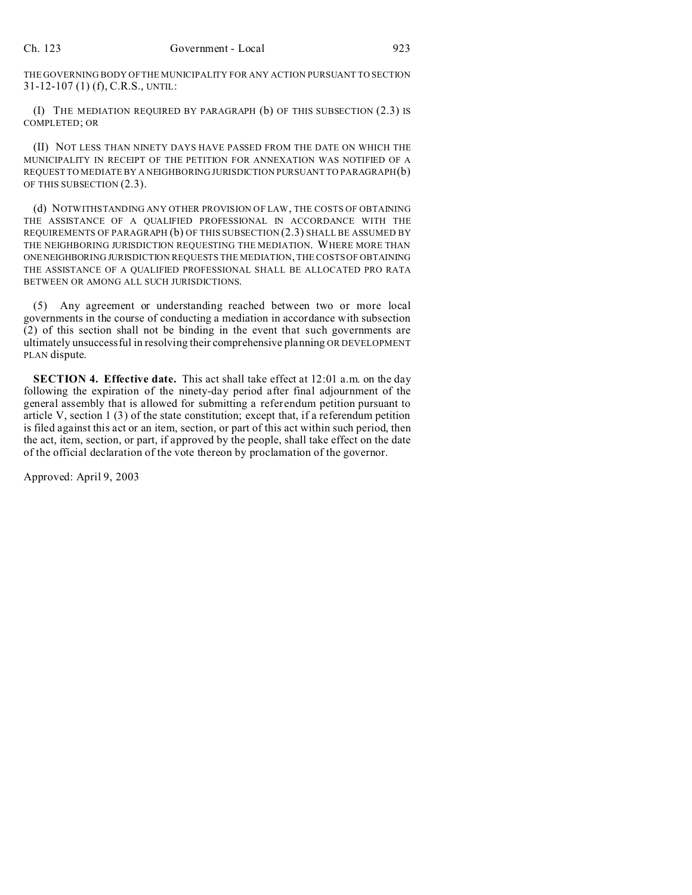THE GOVERNING BODY OF THE MUNICIPALITY FOR ANY ACTION PURSUANT TO SECTION 31-12-107 (1) (f), C.R.S., UNTIL:

(I) THE MEDIATION REQUIRED BY PARAGRAPH (b) OF THIS SUBSECTION (2.3) IS COMPLETED; OR

(II) NOT LESS THAN NINETY DAYS HAVE PASSED FROM THE DATE ON WHICH THE MUNICIPALITY IN RECEIPT OF THE PETITION FOR ANNEXATION WAS NOTIFIED OF A REQUEST TO MEDIATE BY A NEIGHBORING JURISDICTION PURSUANT TO PARAGRAPH (b) OF THIS SUBSECTION (2.3).

(d) NOTWITHSTANDING ANY OTHER PROVISION OF LAW, THE COSTS OF OBTAINING THE ASSISTANCE OF A QUALIFIED PROFESSIONAL IN ACCORDANCE WITH THE REQUIREMENTS OF PARAGRAPH (b) OF THIS SUBSECTION (2.3) SHALL BE ASSUMED BY THE NEIGHBORING JURISDICTION REQUESTING THE MEDIATION. WHERE MORE THAN ONE NEIGHBORING JURISDICTION REQUESTS THE MEDIATION, THE COSTS OF OBTAINING THE ASSISTANCE OF A QUALIFIED PROFESSIONAL SHALL BE ALLOCATED PRO RATA BETWEEN OR AMONG ALL SUCH JURISDICTIONS.

(5) Any agreement or understanding reached between two or more local governments in the course of conducting a mediation in accordance with subsection (2) of this section shall not be binding in the event that such governments are ultimately unsuccessful in resolving their comprehensive planning OR DEVELOPMENT PLAN dispute.

**SECTION 4. Effective date.** This act shall take effect at 12:01 a.m. on the day following the expiration of the ninety-day period after final adjournment of the general assembly that is allowed for submitting a referendum petition pursuant to article V, section 1 (3) of the state constitution; except that, if a referendum petition is filed against this act or an item, section, or part of this act within such period, then the act, item, section, or part, if approved by the people, shall take effect on the date of the official declaration of the vote thereon by proclamation of the governor.

Approved: April 9, 2003